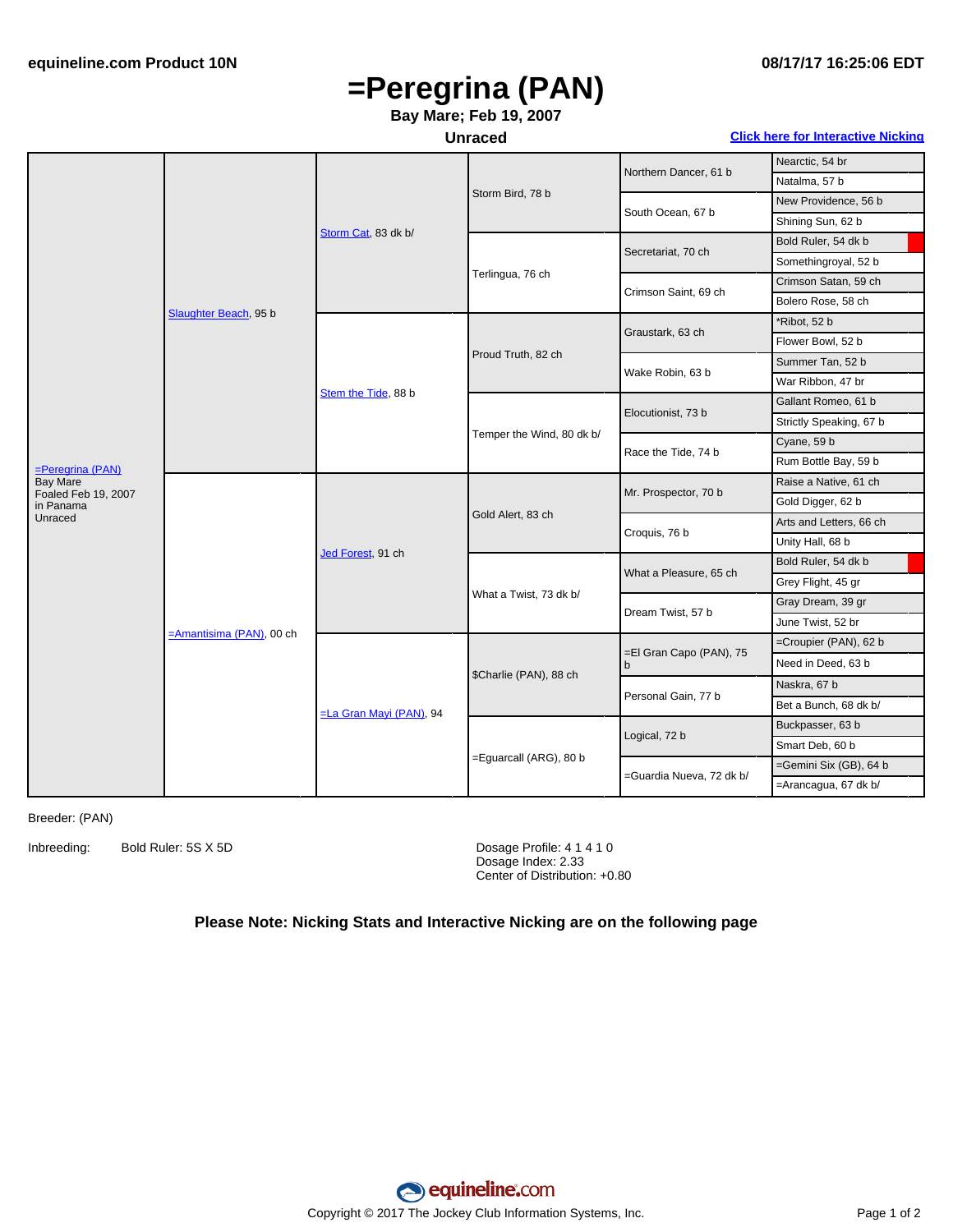# =Peregrina (PAN)

**Bay Mare; Feb 19, 2007**

**Unraced**

**Click here for Interactive Nicking**

| Horse | Sire/Dam | Gen 2 | Gen 3 | Gen 4 | Gen 5 |
|---|---|---|---|---|---|
| =Peregrina (PAN) Bay Mare Foaled Feb 19, 2007 in Panama Unraced | Slaughter Beach, 95 b | Storm Cat, 83 dk b/ | Storm Bird, 78 b | Northern Dancer, 61 b | Nearctic, 54 br |
| | | | | | Natalma, 57 b |
| | | | | South Ocean, 67 b | New Providence, 56 b |
| | | | | | Shining Sun, 62 b |
| | | | Terlingua, 76 ch | Secretariat, 70 ch | Bold Ruler, 54 dk b |
| | | | | | Somethingroyal, 52 b |
| | | | | Crimson Saint, 69 ch | Crimson Satan, 59 ch |
| | | | | | Bolero Rose, 58 ch |
| | | Stem the Tide, 88 b | Proud Truth, 82 ch | Graustark, 63 ch | *Ribot, 52 b |
| | | | | | Flower Bowl, 52 b |
| | | | | Wake Robin, 63 b | Summer Tan, 52 b |
| | | | | | War Ribbon, 47 br |
| | | | Temper the Wind, 80 dk b/ | Elocutionist, 73 b | Gallant Romeo, 61 b |
| | | | | | Strictly Speaking, 67 b |
| | | | | Race the Tide, 74 b | Cyane, 59 b |
| | | | | | Rum Bottle Bay, 59 b |
| | =Amantisima (PAN), 00 ch | Jed Forest, 91 ch | Gold Alert, 83 ch | Mr. Prospector, 70 b | Raise a Native, 61 ch |
| | | | | | Gold Digger, 62 b |
| | | | | Croquis, 76 b | Arts and Letters, 66 ch |
| | | | | | Unity Hall, 68 b |
| | | | What a Twist, 73 dk b/ | What a Pleasure, 65 ch | Bold Ruler, 54 dk b |
| | | | | | Grey Flight, 45 gr |
| | | | | Dream Twist, 57 b | Gray Dream, 39 gr |
| | | | | | June Twist, 52 br |
| | | =La Gran Mayi (PAN), 94 | $Charlie (PAN), 88 ch | =El Gran Capo (PAN), 75 b | =Croupier (PAN), 62 b |
| | | | | | Need in Deed, 63 b |
| | | | | Personal Gain, 77 b | Naskra, 67 b |
| | | | | | Bet a Bunch, 68 dk b/ |
| | | | =Eguarcall (ARG), 80 b | Logical, 72 b | Buckpasser, 63 b |
| | | | | | Smart Deb, 60 b |
| | | | | =Guardia Nueva, 72 dk b/ | =Gemini Six (GB), 64 b |
| | | | | | =Arancagua, 67 dk b/ |

Breeder: (PAN)

Inbreeding: Bold Ruler: 5S X 5D

Dosage Profile: 4 1 4 1 0
Dosage Index: 2.33
Center of Distribution: +0.80

**Please Note: Nicking Stats and Interactive Nicking are on the following page**

Copyright © 2017 The Jockey Club Information Systems, Inc.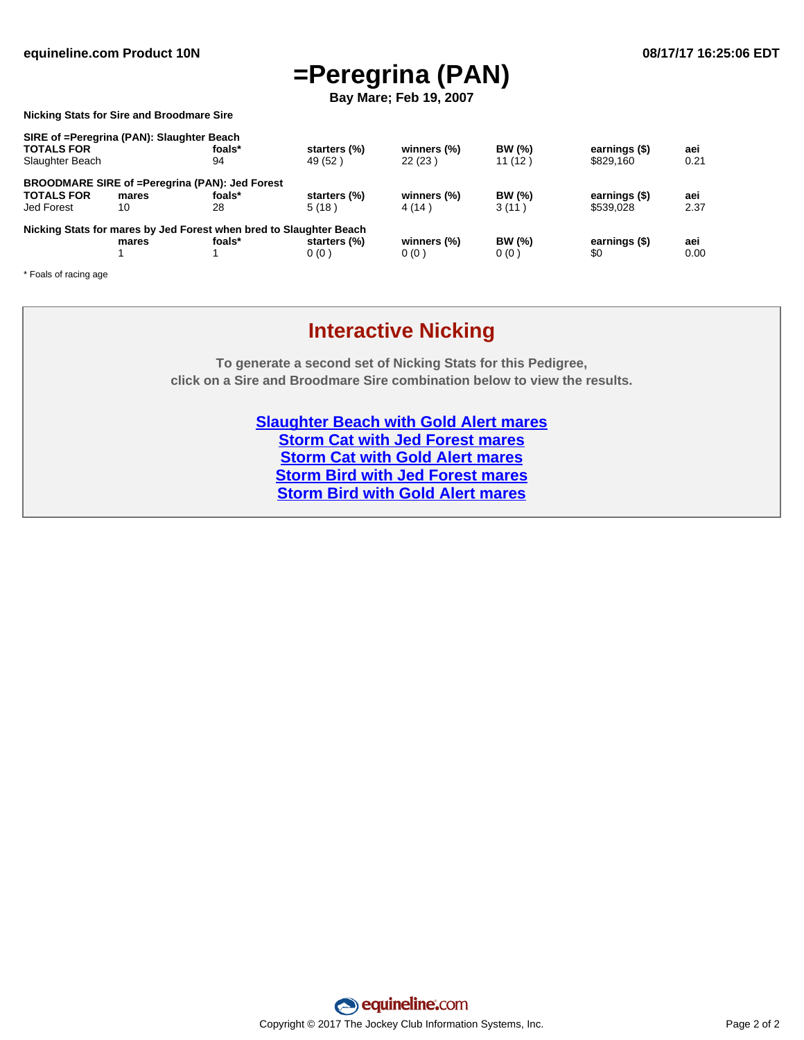# =Peregrina (PAN)

**Bay Mare; Feb 19, 2007**

**Nicking Stats for Sire and Broodmare Sire**

**SIRE of =Peregrina (PAN): Slaughter Beach**

| TOTALS FOR | | foals* | starters (%) | winners (%) | BW (%) | earnings ($) | aei |
|---|---|---|---|---|---|---|---|
| Slaughter Beach | | 94 | 49 (52 ) | 22 (23 ) | 11 (12 ) | $829,160 | 0.21 |

**BROODMARE SIRE of =Peregrina (PAN): Jed Forest**

| TOTALS FOR | mares | foals* | starters (%) | winners (%) | BW (%) | earnings ($) | aei |
|---|---|---|---|---|---|---|---|
| Jed Forest | 10 | 28 | 5 (18 ) | 4 (14 ) | 3 (11 ) | $539,028 | 2.37 |

**Nicking Stats for mares by Jed Forest when bred to Slaughter Beach**

| | mares | foals* | starters (%) | winners (%) | BW (%) | earnings ($) | aei |
|---|---|---|---|---|---|---|---|
| | 1 | 1 | 0 (0 ) | 0 (0 ) | 0 (0 ) | $0 | 0.00 |

\* Foals of racing age

## Interactive Nicking

To generate a second set of Nicking Stats for this Pedigree,
click on a Sire and Broodmare Sire combination below to view the results.

[Slaughter Beach with Gold Alert mares]
[Storm Cat with Jed Forest mares]
[Storm Cat with Gold Alert mares]
[Storm Bird with Jed Forest mares]
[Storm Bird with Gold Alert mares]

Copyright © 2017 The Jockey Club Information Systems, Inc.